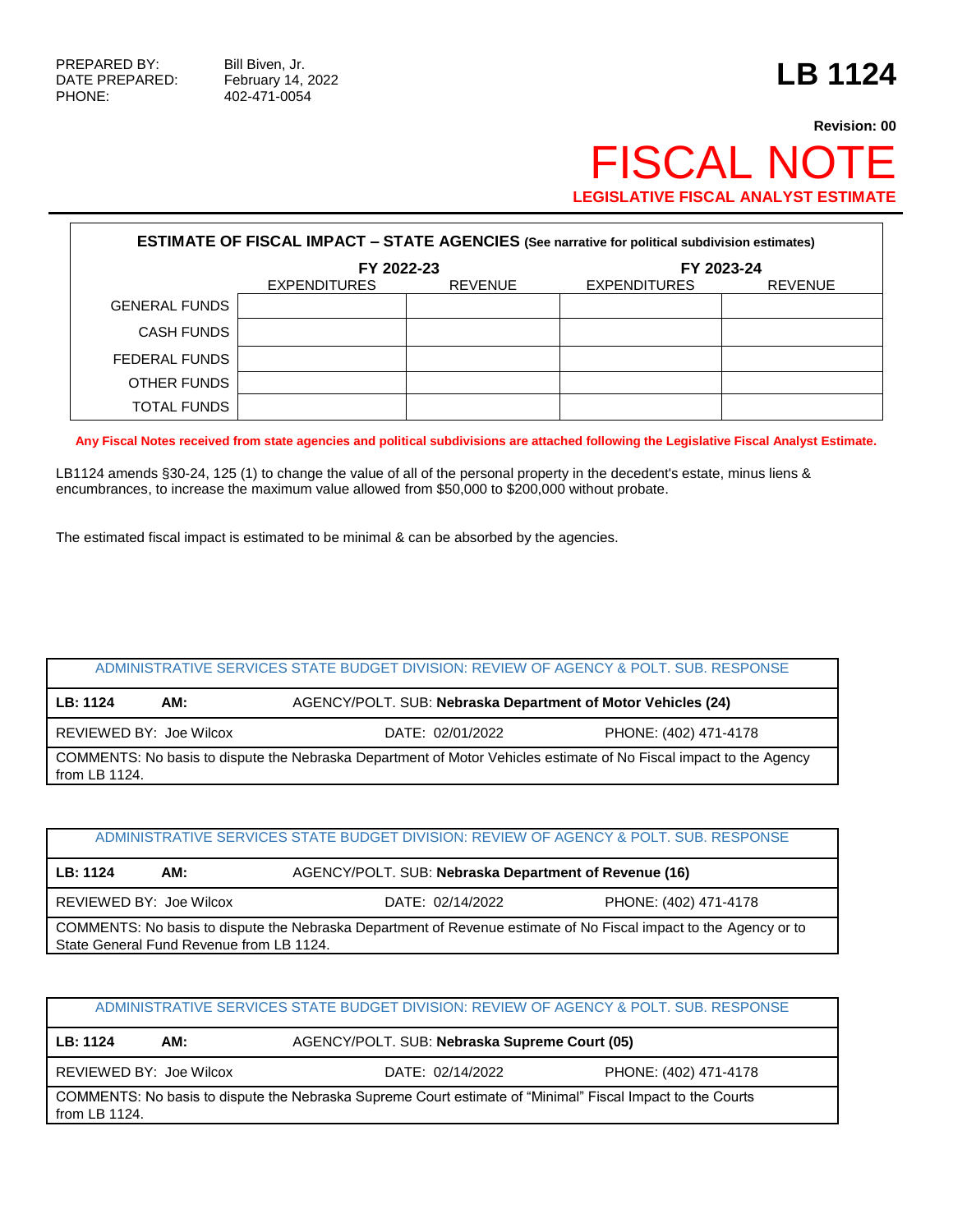PREPARED BY: Bill Biven, Jr.
DATE PREPARED: February 14, 2022
PHONE: 402-471-0054

# LB 1124

**Revision: 00**

# FISCAL NOTE

**LEGISLATIVE FISCAL ANALYST ESTIMATE**

| ESTIMATE OF FISCAL IMPACT – STATE AGENCIES (See narrative for political subdivision estimates) | | | | |
|---|---|---|---|---|
| | FY 2022-23 | | FY 2023-24 | |
| | EXPENDITURES | REVENUE | EXPENDITURES | REVENUE |
| GENERAL FUNDS | | | | |
| CASH FUNDS | | | | |
| FEDERAL FUNDS | | | | |
| OTHER FUNDS | | | | |
| TOTAL FUNDS | | | | |

**Any Fiscal Notes received from state agencies and political subdivisions are attached following the Legislative Fiscal Analyst Estimate.**

LB1124 amends §30-24, 125 (1) to change the value of all of the personal property in the decedent's estate, minus liens & encumbrances, to increase the maximum value allowed from $50,000 to $200,000 without probate.

The estimated fiscal impact is estimated to be minimal & can be absorbed by the agencies.

| ADMINISTRATIVE SERVICES STATE BUDGET DIVISION: REVIEW OF AGENCY & POLT. SUB. RESPONSE | | |
|---|---|---|
| LB: 1124 AM: | AGENCY/POLT. SUB: **Nebraska Department of Motor Vehicles (24)** | |
| REVIEWED BY: Joe Wilcox | DATE: 02/01/2022 | PHONE: (402) 471-4178 |
| COMMENTS: No basis to dispute the Nebraska Department of Motor Vehicles estimate of No Fiscal impact to the Agency from LB 1124. | | |

| ADMINISTRATIVE SERVICES STATE BUDGET DIVISION: REVIEW OF AGENCY & POLT. SUB. RESPONSE | | |
|---|---|---|
| LB: 1124 AM: | AGENCY/POLT. SUB: **Nebraska Department of Revenue (16)** | |
| REVIEWED BY: Joe Wilcox | DATE: 02/14/2022 | PHONE: (402) 471-4178 |
| COMMENTS: No basis to dispute the Nebraska Department of Revenue estimate of No Fiscal impact to the Agency or to State General Fund Revenue from LB 1124. | | |

| ADMINISTRATIVE SERVICES STATE BUDGET DIVISION: REVIEW OF AGENCY & POLT. SUB. RESPONSE | | |
|---|---|---|
| LB: 1124 AM: | AGENCY/POLT. SUB: **Nebraska Supreme Court (05)** | |
| REVIEWED BY: Joe Wilcox | DATE: 02/14/2022 | PHONE: (402) 471-4178 |
| COMMENTS: No basis to dispute the Nebraska Supreme Court estimate of "Minimal" Fiscal Impact to the Courts from LB 1124. | | |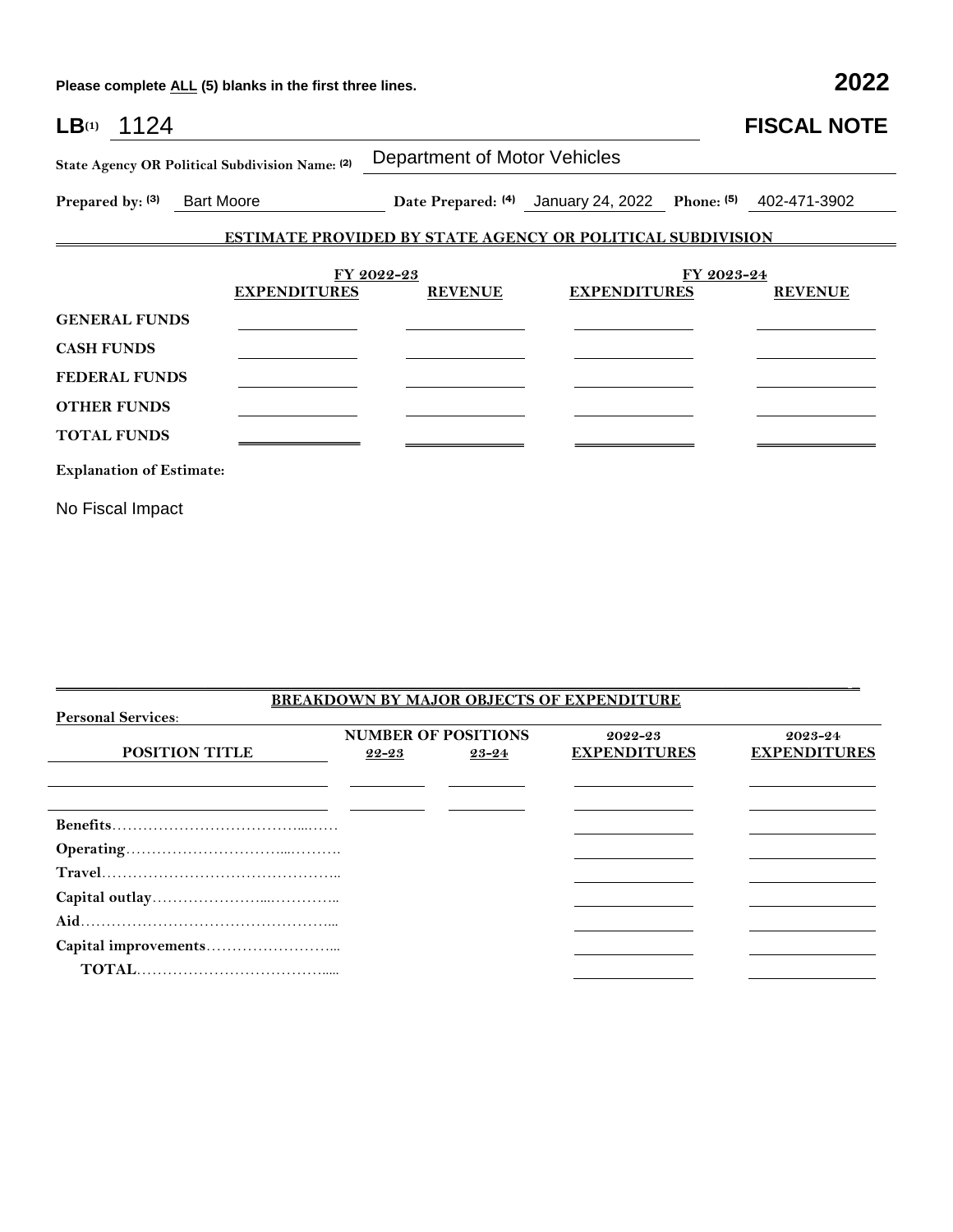Please complete ALL (5) blanks in the first three lines. **2022**

**LB**(1) 1124 **FISCAL NOTE**

**State Agency OR Political Subdivision Name:** (2) Department of Motor Vehicles

**Prepared by:** (3) Bart Moore **Date Prepared:** (4) January 24, 2022 **Phone:** (5) 402-471-3902

## ESTIMATE PROVIDED BY STATE AGENCY OR POLITICAL SUBDIVISION

| | FY 2022-23 | | FY 2023-24 | |
|---|---|---|---|---|
| | **EXPENDITURES** | **REVENUE** | **EXPENDITURES** | **REVENUE** |
| **GENERAL FUNDS** | | | | |
| **CASH FUNDS** | | | | |
| **FEDERAL FUNDS** | | | | |
| **OTHER FUNDS** | | | | |
| **TOTAL FUNDS** | | | | |

**Explanation of Estimate:**

No Fiscal Impact

## BREAKDOWN BY MAJOR OBJECTS OF EXPENDITURE

**Personal Services:**

| POSITION TITLE | NUMBER OF POSITIONS 22-23 | NUMBER OF POSITIONS 23-24 | 2022-23 EXPENDITURES | 2023-24 EXPENDITURES |
|---|---|---|---|---|
| | | | | |
| | | | | |
| **Benefits** | | | | |
| **Operating** | | | | |
| **Travel** | | | | |
| **Capital outlay** | | | | |
| **Aid** | | | | |
| **Capital improvements** | | | | |
| **TOTAL** | | | | |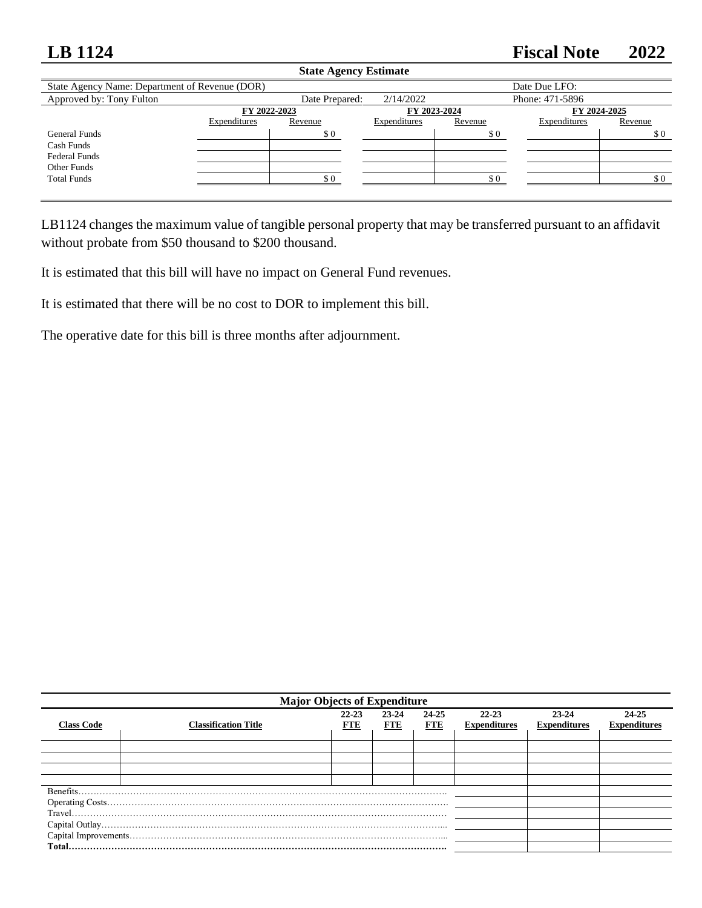# LB 1124 Fiscal Note 2022

**State Agency Estimate**

| State Agency Name: Department of Revenue (DOR) | | | | | | Date Due LFO: |
|---|---|---|---|---|---|---|
| Approved by: Tony Fulton | | Date Prepared: | 2/14/2022 | | | Phone: 471-5896 |
| | **FY 2022-2023** | | **FY 2023-2024** | | **FY 2024-2025** | |
| | Expenditures | Revenue | Expenditures | Revenue | Expenditures | Revenue |
| General Funds | | $ 0 | | $ 0 | | $ 0 |
| Cash Funds | | | | | | |
| Federal Funds | | | | | | |
| Other Funds | | | | | | |
| Total Funds | | $ 0 | | $ 0 | | $ 0 |

LB1124 changes the maximum value of tangible personal property that may be transferred pursuant to an affidavit without probate from $50 thousand to $200 thousand.

It is estimated that this bill will have no impact on General Fund revenues.

It is estimated that there will be no cost to DOR to implement this bill.

The operative date for this bill is three months after adjournment.

**Major Objects of Expenditure**

| Class Code | Classification Title | 22-23 FTE | 23-24 FTE | 24-25 FTE | 22-23 Expenditures | 23-24 Expenditures | 24-25 Expenditures |
|---|---|---|---|---|---|---|---|
| | | | | | | | |
| | | | | | | | |
| | | | | | | | |
| | | | | | | | |
| Benefits | | | | | | | |
| Operating Costs | | | | | | | |
| Travel | | | | | | | |
| Capital Outlay | | | | | | | |
| Capital Improvements | | | | | | | |
| **Total** | | | | | | | |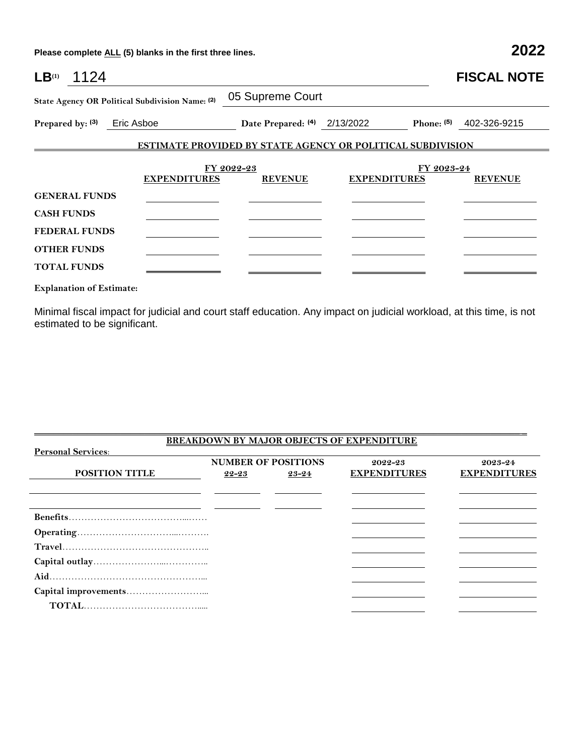Please complete ALL (5) blanks in the first three lines. **2022**

**LB(1)** 1124 **FISCAL NOTE**

State Agency OR Political Subdivision Name: (2) 05 Supreme Court

Prepared by: (3) Eric Asboe Date Prepared: (4) 2/13/2022 Phone: (5) 402-326-9215

## ESTIMATE PROVIDED BY STATE AGENCY OR POLITICAL SUBDIVISION

| | FY 2022-23 | | FY 2023-24 | |
|---|---|---|---|---|
| | EXPENDITURES | REVENUE | EXPENDITURES | REVENUE |
| GENERAL FUNDS | | | | |
| CASH FUNDS | | | | |
| FEDERAL FUNDS | | | | |
| OTHER FUNDS | | | | |
| TOTAL FUNDS | | | | |

Explanation of Estimate:

Minimal fiscal impact for judicial and court staff education. Any impact on judicial workload, at this time, is not estimated to be significant.

## BREAKDOWN BY MAJOR OBJECTS OF EXPENDITURE

Personal Services:

| | NUMBER OF POSITIONS | | 2022-23 | 2023-24 |
|---|---|---|---|---|
| POSITION TITLE | 22-23 | 23-24 | EXPENDITURES | EXPENDITURES |
| | | | | |
| | | | | |
| Benefits | | | | |
| Operating | | | | |
| Travel | | | | |
| Capital outlay | | | | |
| Aid | | | | |
| Capital improvements | | | | |
| TOTAL | | | | |